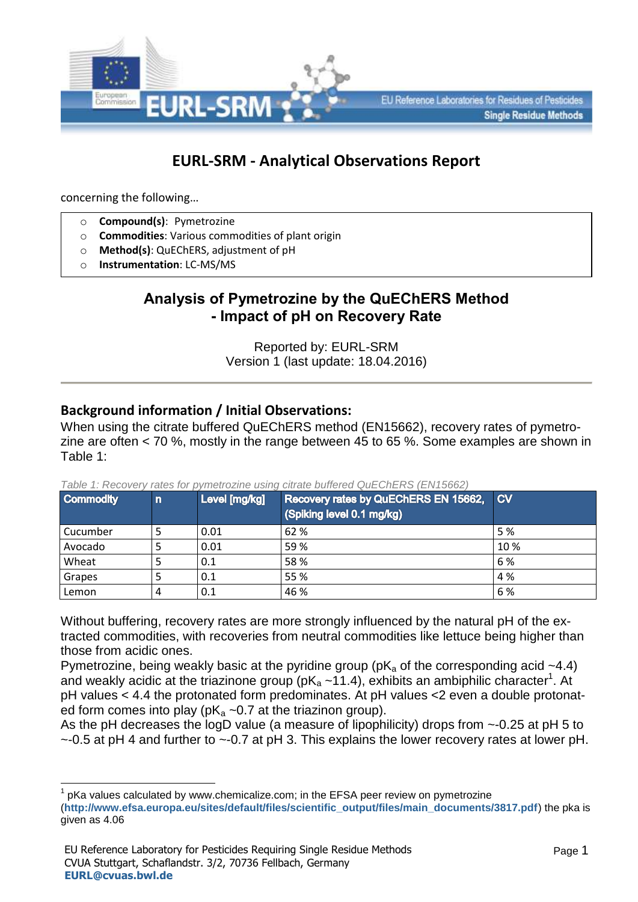# EURL-SRM - Analytical Observations Report

concerning the following…

- **Compound(s)**: Pymetrozine
- **Commodities**: Various commodities of plant origin
- **Method(s)**: QuEChERS, adjustment of pH
- **Instrumentation**: LC-MS/MS

## Analysis of Pymetrozine by the QuEChERS Method - Impact of pH on Recovery Rate

Reported by: EURL-SRM
Version 1 (last update: 18.04.2016)

---

### Background information / Initial Observations:

When using the citrate buffered QuEChERS method (EN15662), recovery rates of pymetrozine are often < 70 %, mostly in the range between 45 to 65 %. Some examples are shown in Table 1:

*Table 1: Recovery rates for pymetrozine using citrate buffered QuEChERS (EN15662)*

| Commodity | n | Level [mg/kg] | Recovery rates by QuEChERS EN 15662, (Spiking level 0.1 mg/kg) | CV |
|---|---|---|---|---|
| Cucumber | 5 | 0.01 | 62 % | 5 % |
| Avocado | 5 | 0.01 | 59 % | 10 % |
| Wheat | 5 | 0.1 | 58 % | 6 % |
| Grapes | 5 | 0.1 | 55 % | 4 % |
| Lemon | 4 | 0.1 | 46 % | 6 % |

Without buffering, recovery rates are more strongly influenced by the natural pH of the extracted commodities, with recoveries from neutral commodities like lettuce being higher than those from acidic ones.

Pymetrozine, being weakly basic at the pyridine group ($pK_a$ of the corresponding acid ~4.4) and weakly acidic at the triazinone group ($pK_a$ ~11.4), exhibits an ambiphilic character[1]. At pH values < 4.4 the protonated form predominates. At pH values <2 even a double protonated form comes into play ($pK_a$ ~0.7 at the triazinon group).

As the pH decreases the logD value (a measure of lipophilicity) drops from ~-0.25 at pH 5 to ~-0.5 at pH 4 and further to ~-0.7 at pH 3. This explains the lower recovery rates at lower pH.

---

[1] pKa values calculated by www.chemicalize.com; in the EFSA peer review on pymetrozine (**http://www.efsa.europa.eu/sites/default/files/scientific_output/files/main_documents/3817.pdf**) the pka is given as 4.06

EU Reference Laboratory for Pesticides Requiring Single Residue Methods
CVUA Stuttgart, Schaflandstr. 3/2, 70736 Fellbach, Germany
**EURL@cvuas.bwl.de**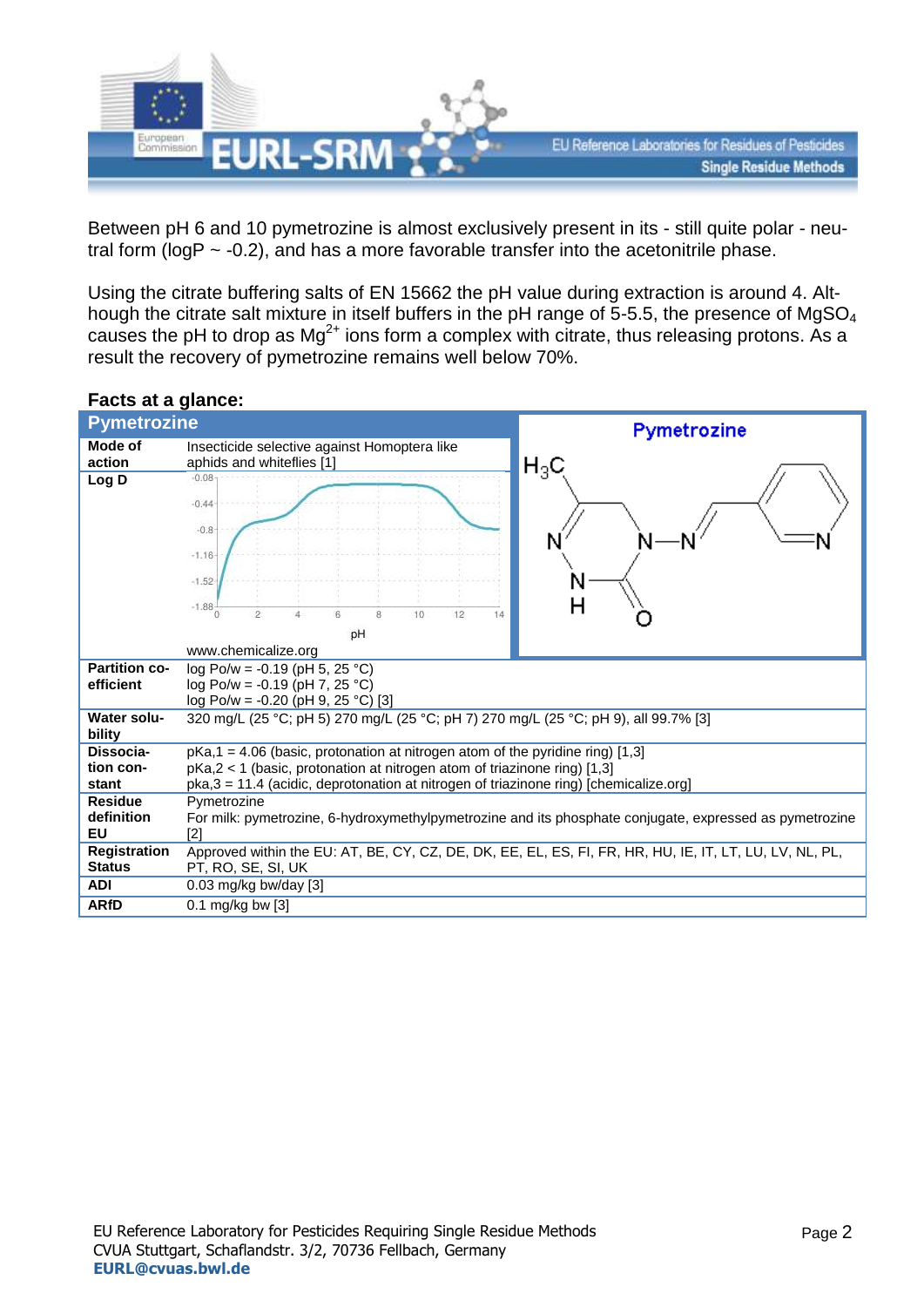Between pH 6 and 10 pymetrozine is almost exclusively present in its - still quite polar - neutral form (logP ~ -0.2), and has a more favorable transfer into the acetonitrile phase.

Using the citrate buffering salts of EN 15662 the pH value during extraction is around 4. Although the citrate salt mixture in itself buffers in the pH range of 5-5.5, the presence of $MgSO_4$ causes the pH to drop as $Mg^{2+}$ ions form a complex with citrate, thus releasing protons. As a result the recovery of pymetrozine remains well below 70%.

**Facts at a glance:**

| Pymetrozine | |
|---|---|
| **Mode of action** | Insecticide selective against Homoptera like aphids and whiteflies [1] |
| **Log D** | www.chemicalize.org |
| **Partition coefficient** | log Po/w = -0.19 (pH 5, 25 °C)<br>log Po/w = -0.19 (pH 7, 25 °C)<br>log Po/w = -0.20 (pH 9, 25 °C) [3] |
| **Water solubility** | 320 mg/L (25 °C; pH 5) 270 mg/L (25 °C; pH 7) 270 mg/L (25 °C; pH 9), all 99.7% [3] |
| **Dissociation constant** | pKa,1 = 4.06 (basic, protonation at nitrogen atom of the pyridine ring) [1,3]<br>pKa,2 < 1 (basic, protonation at nitrogen atom of triazinone ring) [1,3]<br>pka,3 = 11.4 (acidic, deprotonation at nitrogen of triazinone ring) [chemicalize.org] |
| **Residue definition EU** | Pymetrozine<br>For milk: pymetrozine, 6-hydroxymethylpymetrozine and its phosphate conjugate, expressed as pymetrozine [2] |
| **Registration Status** | Approved within the EU: AT, BE, CY, CZ, DE, DK, EE, EL, ES, FI, FR, HR, HU, IE, IT, LT, LU, LV, NL, PL, PT, RO, SE, SI, UK |
| **ADI** | 0.03 mg/kg bw/day [3] |
| **ARfD** | 0.1 mg/kg bw [3] |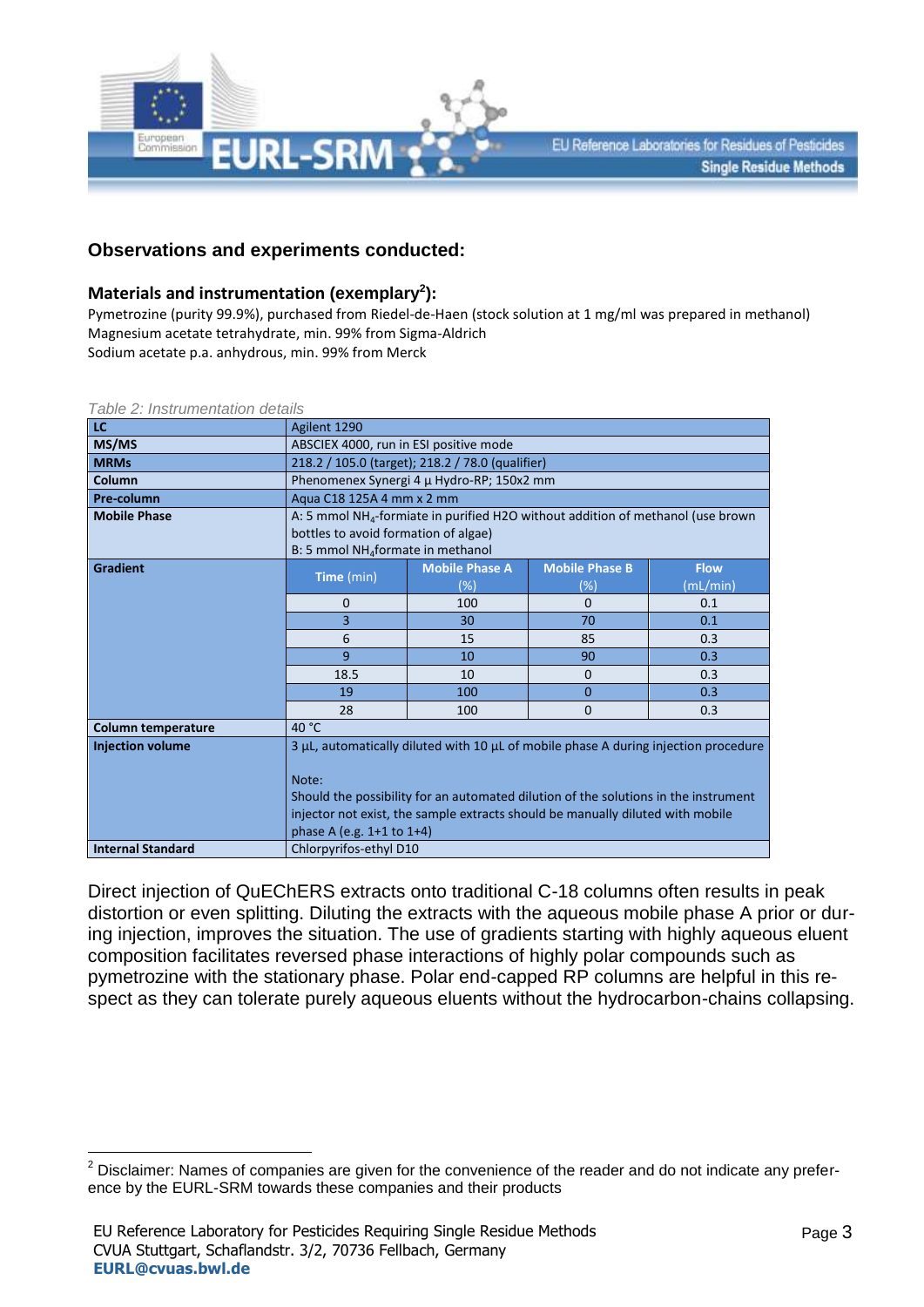## Observations and experiments conducted:

### Materials and instrumentation (exemplary[2]):

Pymetrozine (purity 99.9%), purchased from Riedel-de-Haen (stock solution at 1 mg/ml was prepared in methanol)
Magnesium acetate tetrahydrate, min. 99% from Sigma-Aldrich
Sodium acetate p.a. anhydrous, min. 99% from Merck

*Table 2: Instrumentation details*

| | | | | |
|---|---|---|---|---|
| **LC** | Agilent 1290 | | | |
| **MS/MS** | ABSCIEX 4000, run in ESI positive mode | | | |
| **MRMs** | 218.2 / 105.0 (target); 218.2 / 78.0 (qualifier) | | | |
| **Column** | Phenomenex Synergi 4 µ Hydro-RP; 150x2 mm | | | |
| **Pre-column** | Aqua C18 125A 4 mm x 2 mm | | | |
| **Mobile Phase** | A: 5 mmol $NH_4$-formiate in purified H2O without addition of methanol (use brown bottles to avoid formation of algae)<br>B: 5 mmol $NH_4$formate in methanol | | | |
| **Gradient** | **Time** (min) | **Mobile Phase A** (%) | **Mobile Phase B** (%) | **Flow** (mL/min) |
| | 0 | 100 | 0 | 0.1 |
| | 3 | 30 | 70 | 0.1 |
| | 6 | 15 | 85 | 0.3 |
| | 9 | 10 | 90 | 0.3 |
| | 18.5 | 10 | 0 | 0.3 |
| | 19 | 100 | 0 | 0.3 |
| | 28 | 100 | 0 | 0.3 |
| **Column temperature** | 40 °C | | | |
| **Injection volume** | 3 µL, automatically diluted with 10 µL of mobile phase A during injection procedure<br><br>Note:<br>Should the possibility for an automated dilution of the solutions in the instrument injector not exist, the sample extracts should be manually diluted with mobile phase A (e.g. 1+1 to 1+4) | | | |
| **Internal Standard** | Chlorpyrifos-ethyl D10 | | | |

Direct injection of QuEChERS extracts onto traditional C-18 columns often results in peak distortion or even splitting. Diluting the extracts with the aqueous mobile phase A prior or during injection, improves the situation. The use of gradients starting with highly aqueous eluent composition facilitates reversed phase interactions of highly polar compounds such as pymetrozine with the stationary phase. Polar end-capped RP columns are helpful in this respect as they can tolerate purely aqueous eluents without the hydrocarbon-chains collapsing.

[2] Disclaimer: Names of companies are given for the convenience of the reader and do not indicate any preference by the EURL-SRM towards these companies and their products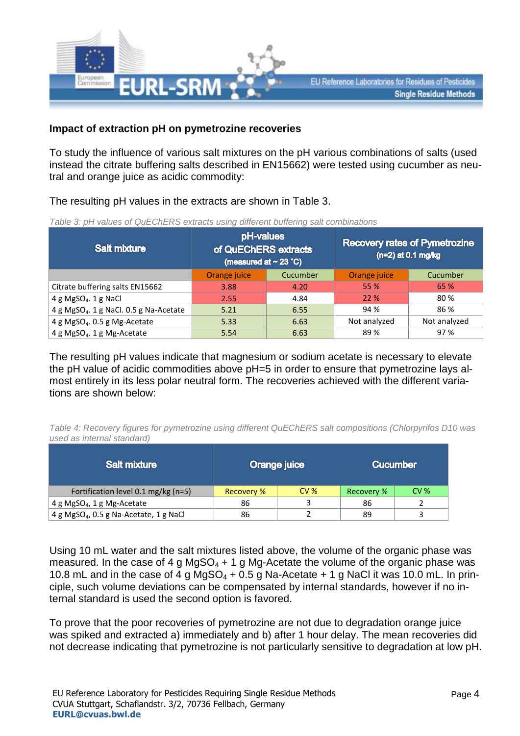**Impact of extraction pH on pymetrozine recoveries**

To study the influence of various salt mixtures on the pH various combinations of salts (used instead the citrate buffering salts described in EN15662) were tested using cucumber as neutral and orange juice as acidic commodity:

The resulting pH values in the extracts are shown in Table 3.

*Table 3: pH values of QuEChERS extracts using different buffering salt combinations*

| Salt mixture | pH-values of QuEChERS extracts (measured at ~ 23 °C) | | Recovery rates of Pymetrozine (n=2) at 0.1 mg/kg | |
|---|---|---|---|---|
| | Orange juice | Cucumber | Orange juice | Cucumber |
| Citrate buffering salts EN15662 | 3.88 | 4.20 | 55 % | 65 % |
| 4 g $MgSO_4$. 1 g NaCl | 2.55 | 4.84 | 22 % | 80 % |
| 4 g $MgSO_4$. 1 g NaCl. 0.5 g Na-Acetate | 5.21 | 6.55 | 94 % | 86 % |
| 4 g $MgSO_4$. 0.5 g Mg-Acetate | 5.33 | 6.63 | Not analyzed | Not analyzed |
| 4 g $MgSO_4$. 1 g Mg-Acetate | 5.54 | 6.63 | 89 % | 97 % |

The resulting pH values indicate that magnesium or sodium acetate is necessary to elevate the pH value of acidic commodities above pH=5 in order to ensure that pymetrozine lays almost entirely in its less polar neutral form. The recoveries achieved with the different variations are shown below:

*Table 4: Recovery figures for pymetrozine using different QuEChERS salt compositions (Chlorpyrifos D10 was used as internal standard)*

| Salt mixture | Orange juice | | Cucumber | |
|---|---|---|---|---|
| Fortification level 0.1 mg/kg (n=5) | Recovery % | CV % | Recovery % | CV % |
| 4 g $MgSO_4$, 1 g Mg-Acetate | 86 | 3 | 86 | 2 |
| 4 g $MgSO_4$, 0.5 g Na-Acetate, 1 g NaCl | 86 | 2 | 89 | 3 |

Using 10 mL water and the salt mixtures listed above, the volume of the organic phase was measured. In the case of 4 g $MgSO_4$ + 1 g Mg-Acetate the volume of the organic phase was 10.8 mL and in the case of 4 g $MgSO_4$ + 0.5 g Na-Acetate + 1 g NaCl it was 10.0 mL. In principle, such volume deviations can be compensated by internal standards, however if no internal standard is used the second option is favored.

To prove that the poor recoveries of pymetrozine are not due to degradation orange juice was spiked and extracted a) immediately and b) after 1 hour delay. The mean recoveries did not decrease indicating that pymetrozine is not particularly sensitive to degradation at low pH.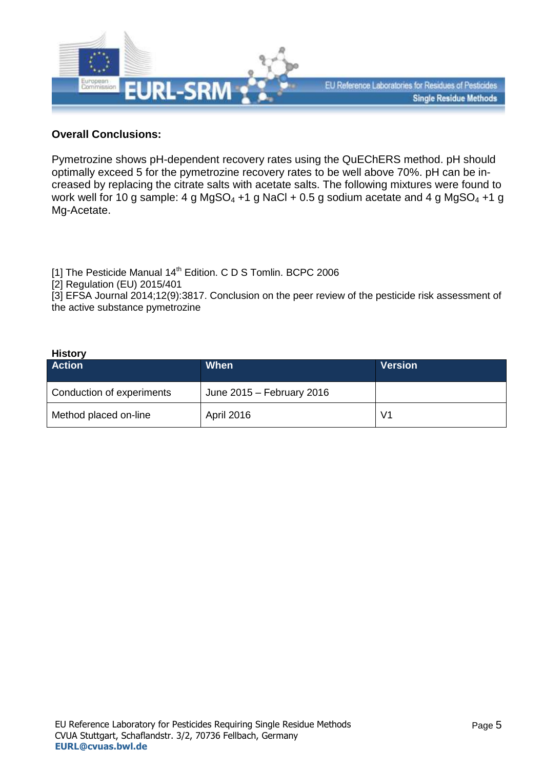**Overall Conclusions:**

Pymetrozine shows pH-dependent recovery rates using the QuEChERS method. pH should optimally exceed 5 for the pymetrozine recovery rates to be well above 70%. pH can be increased by replacing the citrate salts with acetate salts. The following mixtures were found to work well for 10 g sample: 4 g $MgSO_4$ +1 g NaCl + 0.5 g sodium acetate and 4 g $MgSO_4$ +1 g Mg-Acetate.

[1] The Pesticide Manual 14th Edition. C D S Tomlin. BCPC 2006
[2] Regulation (EU) 2015/401
[3] EFSA Journal 2014;12(9):3817. Conclusion on the peer review of the pesticide risk assessment of the active substance pymetrozine

**History**

| Action | When | Version |
|---|---|---|
| Conduction of experiments | June 2015 – February 2016 | |
| Method placed on-line | April 2016 | V1 |